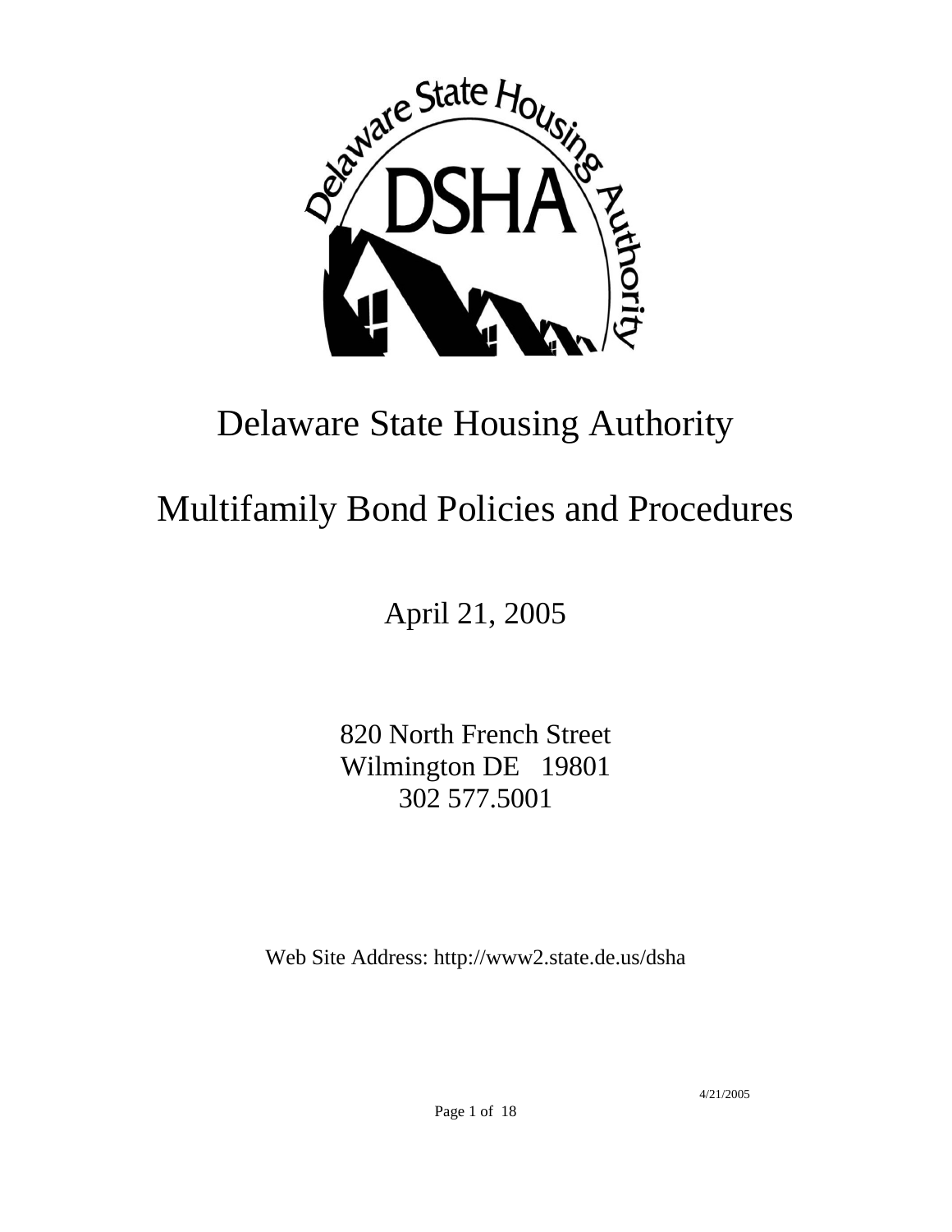# Delaware State Housing Authority

# Multifamily Bond Policies and Procedures

April 21, 2005

820 North French Street
Wilmington DE 19801
302 577.5001

Web Site Address: http://www2.state.de.us/dsha

4/21/2005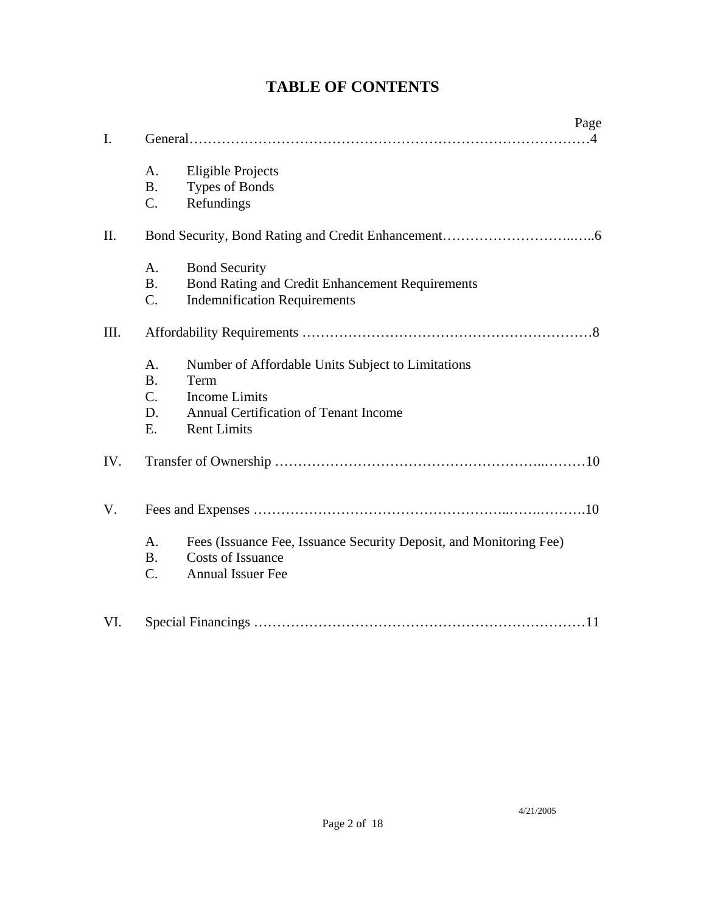# TABLE OF CONTENTS

| | | Page |
|---|---|---|
| I. | General | 4 |
| | A. Eligible Projects | |
| | B. Types of Bonds | |
| | C. Refundings | |
| II. | Bond Security, Bond Rating and Credit Enhancement | 6 |
| | A. Bond Security | |
| | B. Bond Rating and Credit Enhancement Requirements | |
| | C. Indemnification Requirements | |
| III. | Affordability Requirements | 8 |
| | A. Number of Affordable Units Subject to Limitations | |
| | B. Term | |
| | C. Income Limits | |
| | D. Annual Certification of Tenant Income | |
| | E. Rent Limits | |
| IV. | Transfer of Ownership | 10 |
| V. | Fees and Expenses | 10 |
| | A. Fees (Issuance Fee, Issuance Security Deposit, and Monitoring Fee) | |
| | B. Costs of Issuance | |
| | C. Annual Issuer Fee | |
| VI. | Special Financings | 11 |

4/21/2005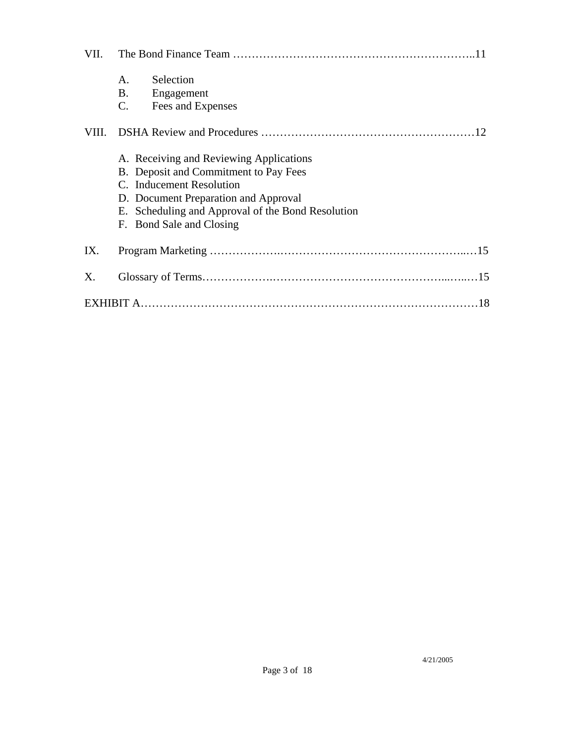VII. The Bond Finance Team ..........................................................11

- A. Selection
- B. Engagement
- C. Fees and Expenses

VIII. DSHA Review and Procedures ..................................................12

- A. Receiving and Reviewing Applications
- B. Deposit and Commitment to Pay Fees
- C. Inducement Resolution
- D. Document Preparation and Approval
- E. Scheduling and Approval of the Bond Resolution
- F. Bond Sale and Closing

IX. Program Marketing ..........................................................15

X. Glossary of Terms..........................................................15

EXHIBIT A..........................................................18

4/21/2005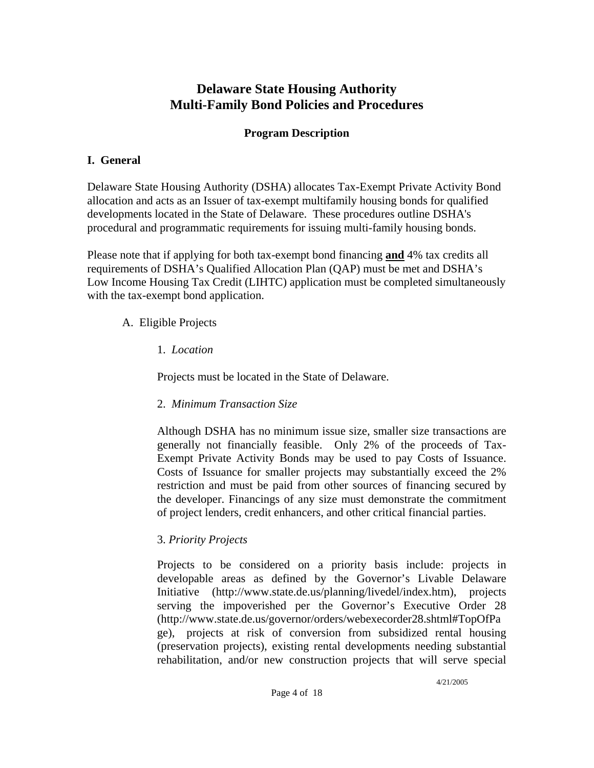# Delaware State Housing Authority
# Multi-Family Bond Policies and Procedures

### Program Description

## I. General

Delaware State Housing Authority (DSHA) allocates Tax-Exempt Private Activity Bond allocation and acts as an Issuer of tax-exempt multifamily housing bonds for qualified developments located in the State of Delaware. These procedures outline DSHA's procedural and programmatic requirements for issuing multi-family housing bonds.

Please note that if applying for both tax-exempt bond financing **and** 4% tax credits all requirements of DSHA's Qualified Allocation Plan (QAP) must be met and DSHA's Low Income Housing Tax Credit (LIHTC) application must be completed simultaneously with the tax-exempt bond application.

A. Eligible Projects

1. *Location*

Projects must be located in the State of Delaware.

2. *Minimum Transaction Size*

Although DSHA has no minimum issue size, smaller size transactions are generally not financially feasible. Only 2% of the proceeds of Tax-Exempt Private Activity Bonds may be used to pay Costs of Issuance. Costs of Issuance for smaller projects may substantially exceed the 2% restriction and must be paid from other sources of financing secured by the developer. Financings of any size must demonstrate the commitment of project lenders, credit enhancers, and other critical financial parties.

3. *Priority Projects*

Projects to be considered on a priority basis include: projects in developable areas as defined by the Governor's Livable Delaware Initiative (http://www.state.de.us/planning/livedel/index.htm), projects serving the impoverished per the Governor's Executive Order 28 (http://www.state.de.us/governor/orders/webexecorder28.shtml#TopOfPage), projects at risk of conversion from subsidized rental housing (preservation projects), existing rental developments needing substantial rehabilitation, and/or new construction projects that will serve special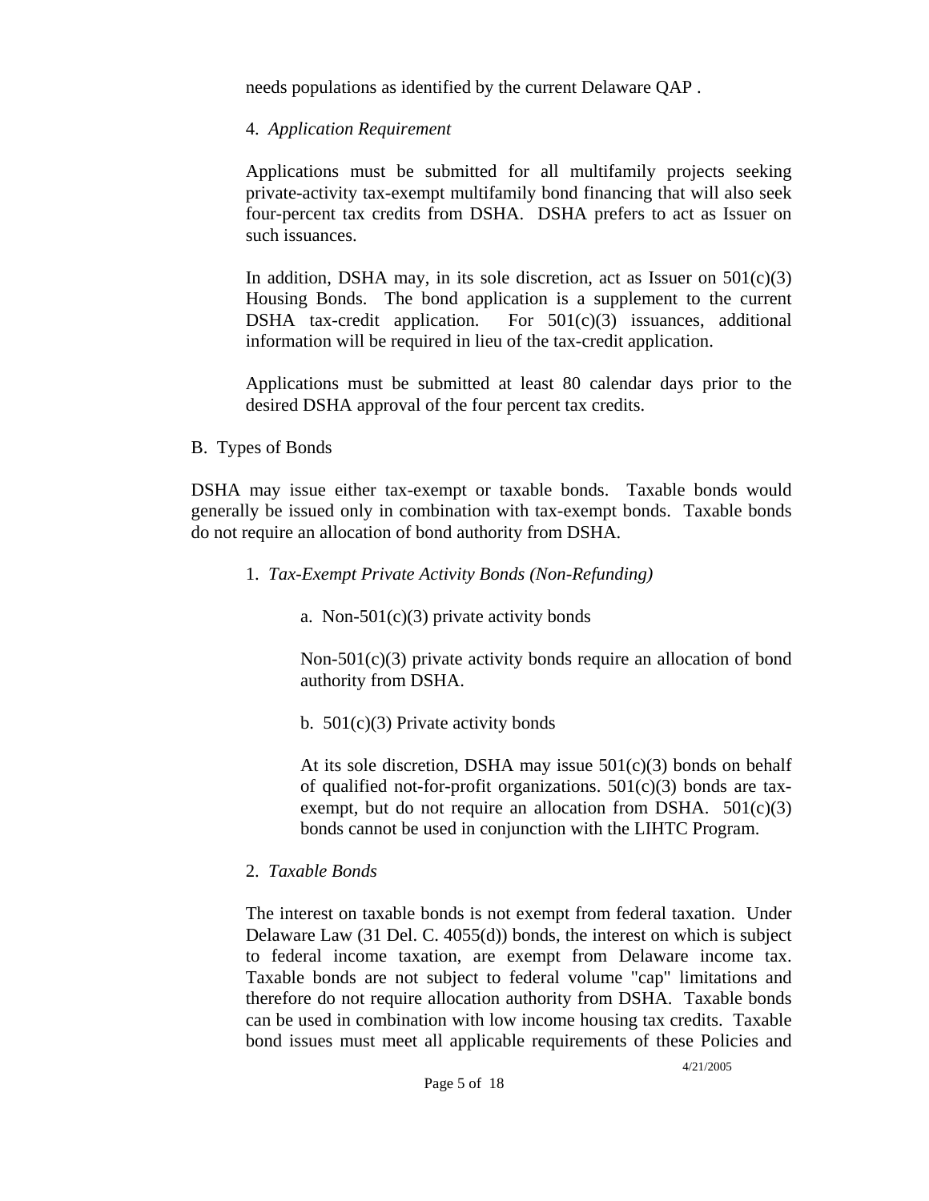needs populations as identified by the current Delaware QAP .

4. *Application Requirement*

Applications must be submitted for all multifamily projects seeking private-activity tax-exempt multifamily bond financing that will also seek four-percent tax credits from DSHA. DSHA prefers to act as Issuer on such issuances.

In addition, DSHA may, in its sole discretion, act as Issuer on 501(c)(3) Housing Bonds. The bond application is a supplement to the current DSHA tax-credit application. For 501(c)(3) issuances, additional information will be required in lieu of the tax-credit application.

Applications must be submitted at least 80 calendar days prior to the desired DSHA approval of the four percent tax credits.

B. Types of Bonds

DSHA may issue either tax-exempt or taxable bonds. Taxable bonds would generally be issued only in combination with tax-exempt bonds. Taxable bonds do not require an allocation of bond authority from DSHA.

1. *Tax-Exempt Private Activity Bonds (Non-Refunding)*

a. Non-501(c)(3) private activity bonds

Non-501(c)(3) private activity bonds require an allocation of bond authority from DSHA.

b. 501(c)(3) Private activity bonds

At its sole discretion, DSHA may issue 501(c)(3) bonds on behalf of qualified not-for-profit organizations. 501(c)(3) bonds are tax-exempt, but do not require an allocation from DSHA. 501(c)(3) bonds cannot be used in conjunction with the LIHTC Program.

2. *Taxable Bonds*

The interest on taxable bonds is not exempt from federal taxation. Under Delaware Law (31 Del. C. 4055(d)) bonds, the interest on which is subject to federal income taxation, are exempt from Delaware income tax. Taxable bonds are not subject to federal volume "cap" limitations and therefore do not require allocation authority from DSHA. Taxable bonds can be used in combination with low income housing tax credits. Taxable bond issues must meet all applicable requirements of these Policies and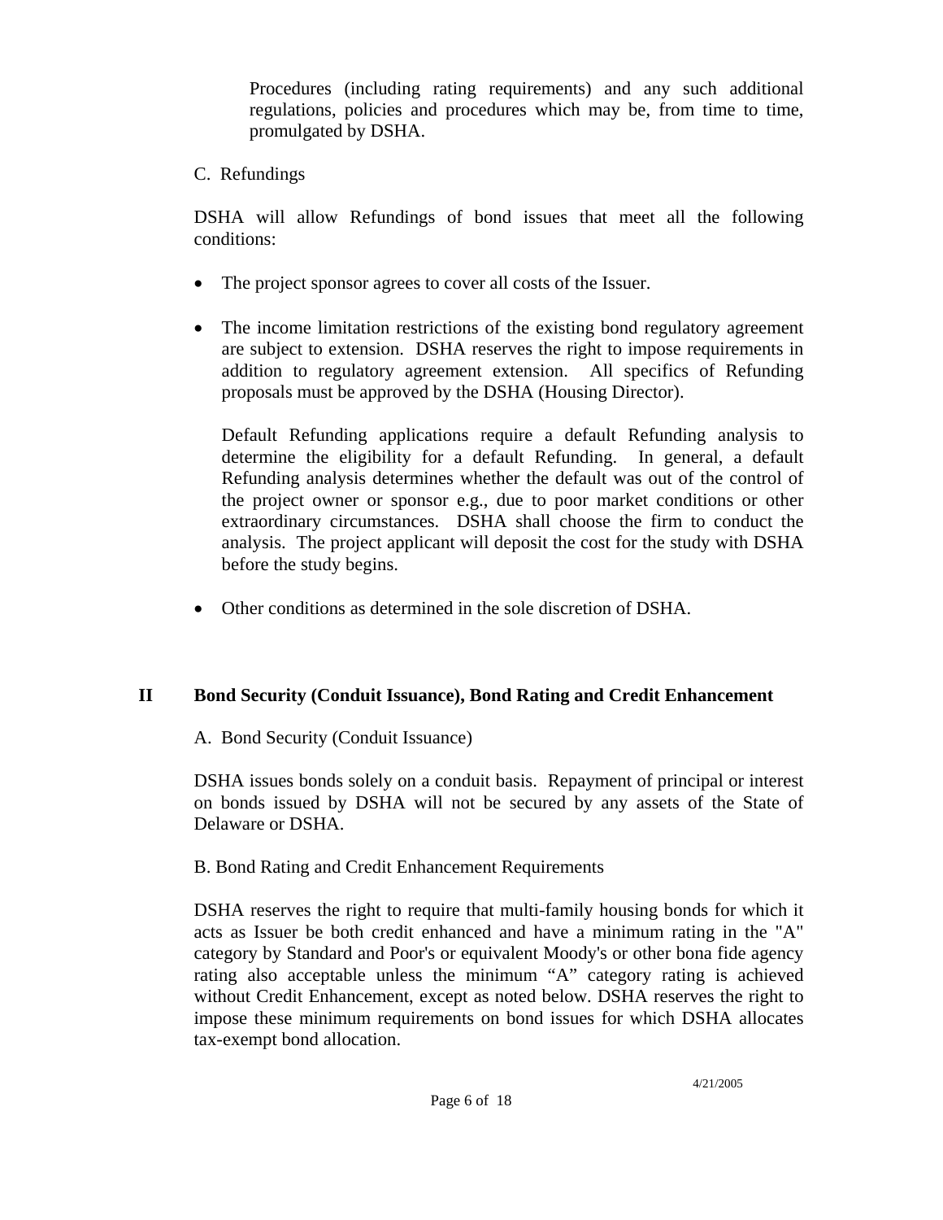Procedures (including rating requirements) and any such additional regulations, policies and procedures which may be, from time to time, promulgated by DSHA.

C. Refundings

DSHA will allow Refundings of bond issues that meet all the following conditions:

- The project sponsor agrees to cover all costs of the Issuer.

- The income limitation restrictions of the existing bond regulatory agreement are subject to extension. DSHA reserves the right to impose requirements in addition to regulatory agreement extension. All specifics of Refunding proposals must be approved by the DSHA (Housing Director).

  Default Refunding applications require a default Refunding analysis to determine the eligibility for a default Refunding. In general, a default Refunding analysis determines whether the default was out of the control of the project owner or sponsor e.g., due to poor market conditions or other extraordinary circumstances. DSHA shall choose the firm to conduct the analysis. The project applicant will deposit the cost for the study with DSHA before the study begins.

- Other conditions as determined in the sole discretion of DSHA.

## II Bond Security (Conduit Issuance), Bond Rating and Credit Enhancement

A. Bond Security (Conduit Issuance)

DSHA issues bonds solely on a conduit basis. Repayment of principal or interest on bonds issued by DSHA will not be secured by any assets of the State of Delaware or DSHA.

B. Bond Rating and Credit Enhancement Requirements

DSHA reserves the right to require that multi-family housing bonds for which it acts as Issuer be both credit enhanced and have a minimum rating in the "A" category by Standard and Poor's or equivalent Moody's or other bona fide agency rating also acceptable unless the minimum “A” category rating is achieved without Credit Enhancement, except as noted below. DSHA reserves the right to impose these minimum requirements on bond issues for which DSHA allocates tax-exempt bond allocation.

4/21/2005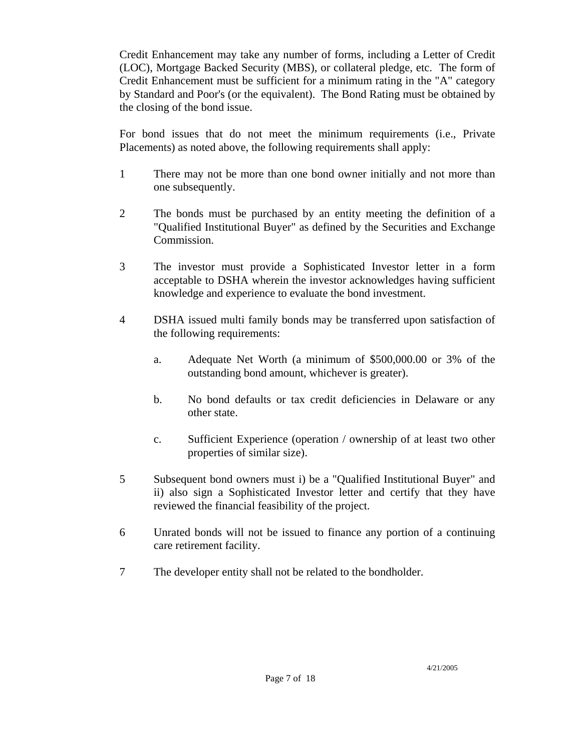Credit Enhancement may take any number of forms, including a Letter of Credit (LOC), Mortgage Backed Security (MBS), or collateral pledge, etc. The form of Credit Enhancement must be sufficient for a minimum rating in the "A" category by Standard and Poor's (or the equivalent). The Bond Rating must be obtained by the closing of the bond issue.

For bond issues that do not meet the minimum requirements (i.e., Private Placements) as noted above, the following requirements shall apply:

1. There may not be more than one bond owner initially and not more than one subsequently.

2. The bonds must be purchased by an entity meeting the definition of a "Qualified Institutional Buyer" as defined by the Securities and Exchange Commission.

3. The investor must provide a Sophisticated Investor letter in a form acceptable to DSHA wherein the investor acknowledges having sufficient knowledge and experience to evaluate the bond investment.

4. DSHA issued multi family bonds may be transferred upon satisfaction of the following requirements:

   a. Adequate Net Worth (a minimum of $500,000.00 or 3% of the outstanding bond amount, whichever is greater).

   b. No bond defaults or tax credit deficiencies in Delaware or any other state.

   c. Sufficient Experience (operation / ownership of at least two other properties of similar size).

5. Subsequent bond owners must i) be a "Qualified Institutional Buyer" and ii) also sign a Sophisticated Investor letter and certify that they have reviewed the financial feasibility of the project.

6. Unrated bonds will not be issued to finance any portion of a continuing care retirement facility.

7. The developer entity shall not be related to the bondholder.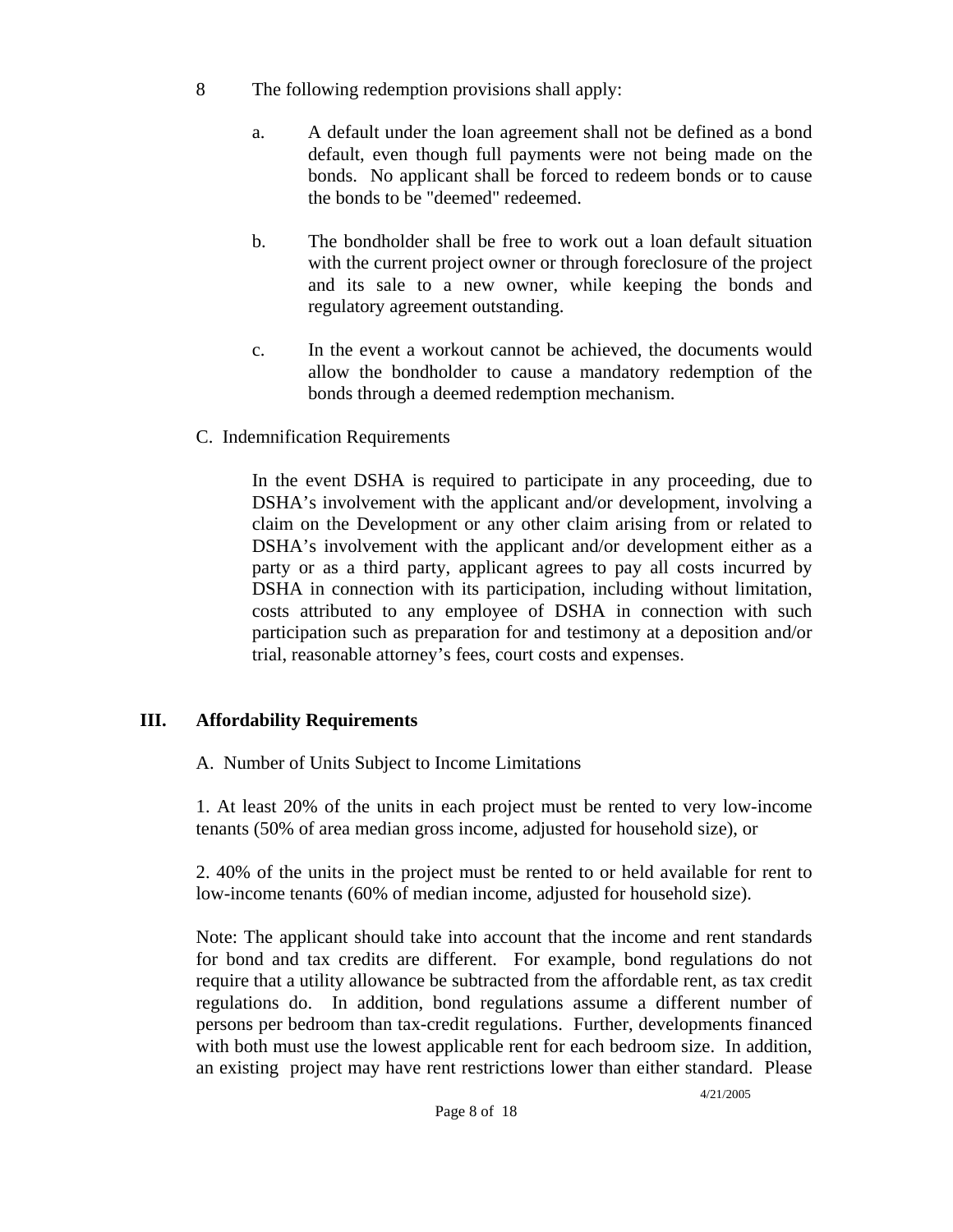8 The following redemption provisions shall apply:

a. A default under the loan agreement shall not be defined as a bond default, even though full payments were not being made on the bonds. No applicant shall be forced to redeem bonds or to cause the bonds to be "deemed" redeemed.

b. The bondholder shall be free to work out a loan default situation with the current project owner or through foreclosure of the project and its sale to a new owner, while keeping the bonds and regulatory agreement outstanding.

c. In the event a workout cannot be achieved, the documents would allow the bondholder to cause a mandatory redemption of the bonds through a deemed redemption mechanism.

C. Indemnification Requirements

In the event DSHA is required to participate in any proceeding, due to DSHA's involvement with the applicant and/or development, involving a claim on the Development or any other claim arising from or related to DSHA's involvement with the applicant and/or development either as a party or as a third party, applicant agrees to pay all costs incurred by DSHA in connection with its participation, including without limitation, costs attributed to any employee of DSHA in connection with such participation such as preparation for and testimony at a deposition and/or trial, reasonable attorney's fees, court costs and expenses.

## III. Affordability Requirements

A. Number of Units Subject to Income Limitations

1. At least 20% of the units in each project must be rented to very low-income tenants (50% of area median gross income, adjusted for household size), or

2. 40% of the units in the project must be rented to or held available for rent to low-income tenants (60% of median income, adjusted for household size).

Note: The applicant should take into account that the income and rent standards for bond and tax credits are different. For example, bond regulations do not require that a utility allowance be subtracted from the affordable rent, as tax credit regulations do. In addition, bond regulations assume a different number of persons per bedroom than tax-credit regulations. Further, developments financed with both must use the lowest applicable rent for each bedroom size. In addition, an existing project may have rent restrictions lower than either standard. Please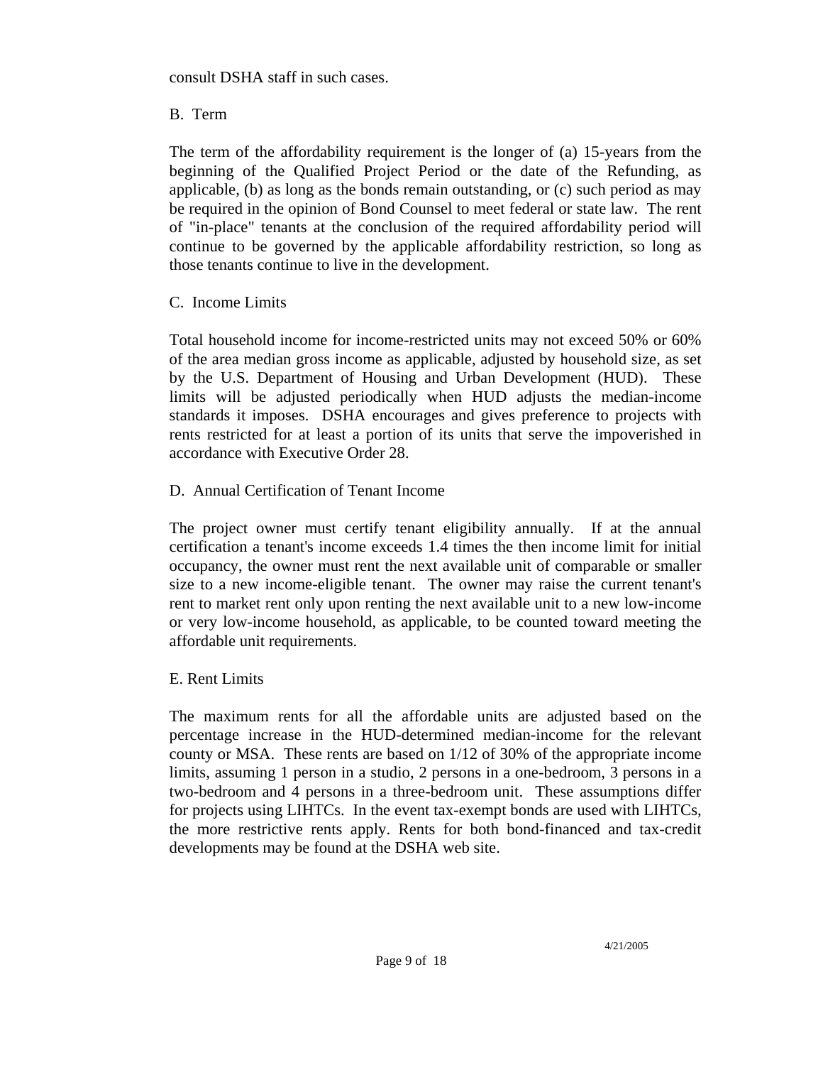consult DSHA staff in such cases.

B. Term

The term of the affordability requirement is the longer of (a) 15-years from the beginning of the Qualified Project Period or the date of the Refunding, as applicable, (b) as long as the bonds remain outstanding, or (c) such period as may be required in the opinion of Bond Counsel to meet federal or state law. The rent of "in-place" tenants at the conclusion of the required affordability period will continue to be governed by the applicable affordability restriction, so long as those tenants continue to live in the development.

C. Income Limits

Total household income for income-restricted units may not exceed 50% or 60% of the area median gross income as applicable, adjusted by household size, as set by the U.S. Department of Housing and Urban Development (HUD). These limits will be adjusted periodically when HUD adjusts the median-income standards it imposes. DSHA encourages and gives preference to projects with rents restricted for at least a portion of its units that serve the impoverished in accordance with Executive Order 28.

D. Annual Certification of Tenant Income

The project owner must certify tenant eligibility annually. If at the annual certification a tenant's income exceeds 1.4 times the then income limit for initial occupancy, the owner must rent the next available unit of comparable or smaller size to a new income-eligible tenant. The owner may raise the current tenant's rent to market rent only upon renting the next available unit to a new low-income or very low-income household, as applicable, to be counted toward meeting the affordable unit requirements.

E. Rent Limits

The maximum rents for all the affordable units are adjusted based on the percentage increase in the HUD-determined median-income for the relevant county or MSA. These rents are based on 1/12 of 30% of the appropriate income limits, assuming 1 person in a studio, 2 persons in a one-bedroom, 3 persons in a two-bedroom and 4 persons in a three-bedroom unit. These assumptions differ for projects using LIHTCs. In the event tax-exempt bonds are used with LIHTCs, the more restrictive rents apply. Rents for both bond-financed and tax-credit developments may be found at the DSHA web site.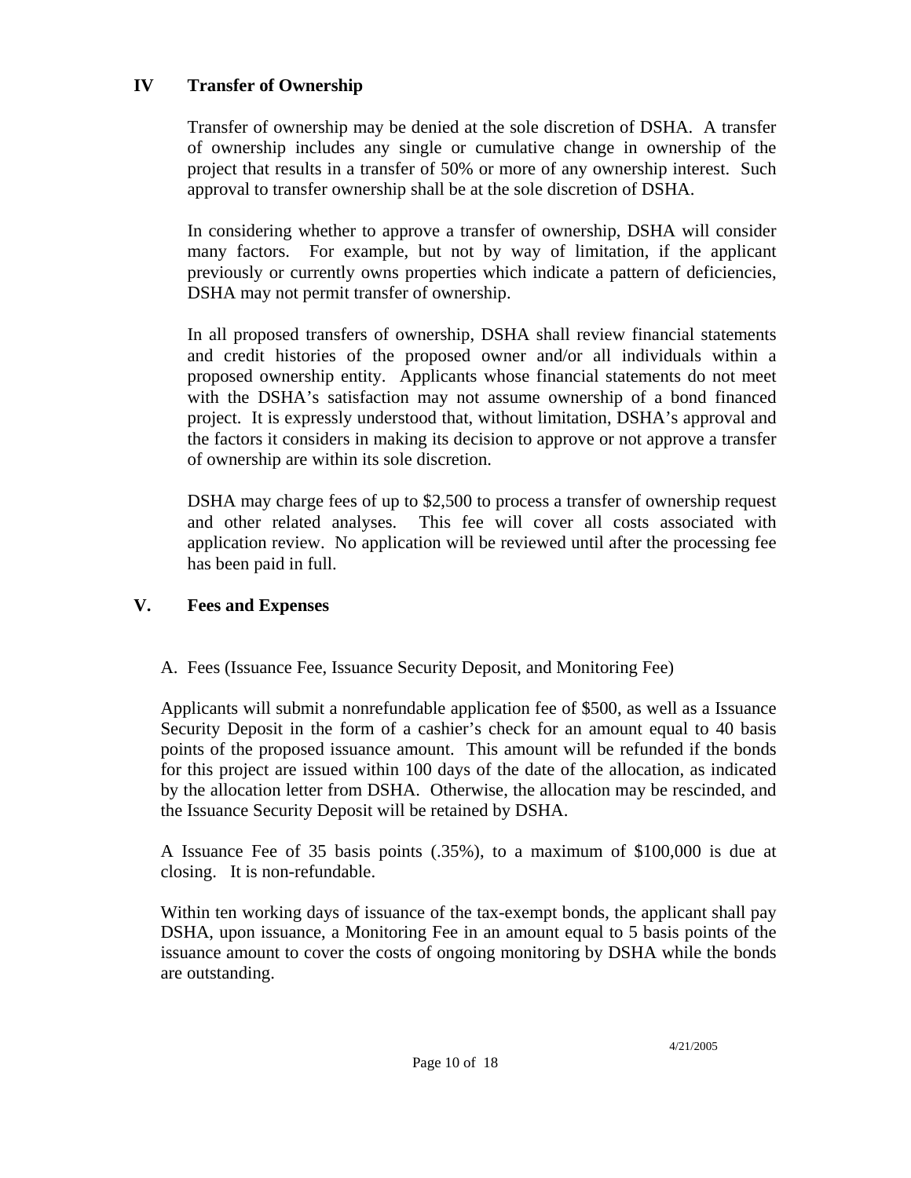## IV Transfer of Ownership

Transfer of ownership may be denied at the sole discretion of DSHA. A transfer of ownership includes any single or cumulative change in ownership of the project that results in a transfer of 50% or more of any ownership interest. Such approval to transfer ownership shall be at the sole discretion of DSHA.

In considering whether to approve a transfer of ownership, DSHA will consider many factors. For example, but not by way of limitation, if the applicant previously or currently owns properties which indicate a pattern of deficiencies, DSHA may not permit transfer of ownership.

In all proposed transfers of ownership, DSHA shall review financial statements and credit histories of the proposed owner and/or all individuals within a proposed ownership entity. Applicants whose financial statements do not meet with the DSHA's satisfaction may not assume ownership of a bond financed project. It is expressly understood that, without limitation, DSHA's approval and the factors it considers in making its decision to approve or not approve a transfer of ownership are within its sole discretion.

DSHA may charge fees of up to $2,500 to process a transfer of ownership request and other related analyses. This fee will cover all costs associated with application review. No application will be reviewed until after the processing fee has been paid in full.

## V. Fees and Expenses

A. Fees (Issuance Fee, Issuance Security Deposit, and Monitoring Fee)

Applicants will submit a nonrefundable application fee of $500, as well as a Issuance Security Deposit in the form of a cashier's check for an amount equal to 40 basis points of the proposed issuance amount. This amount will be refunded if the bonds for this project are issued within 100 days of the date of the allocation, as indicated by the allocation letter from DSHA. Otherwise, the allocation may be rescinded, and the Issuance Security Deposit will be retained by DSHA.

A Issuance Fee of 35 basis points (.35%), to a maximum of $100,000 is due at closing. It is non-refundable.

Within ten working days of issuance of the tax-exempt bonds, the applicant shall pay DSHA, upon issuance, a Monitoring Fee in an amount equal to 5 basis points of the issuance amount to cover the costs of ongoing monitoring by DSHA while the bonds are outstanding.

4/21/2005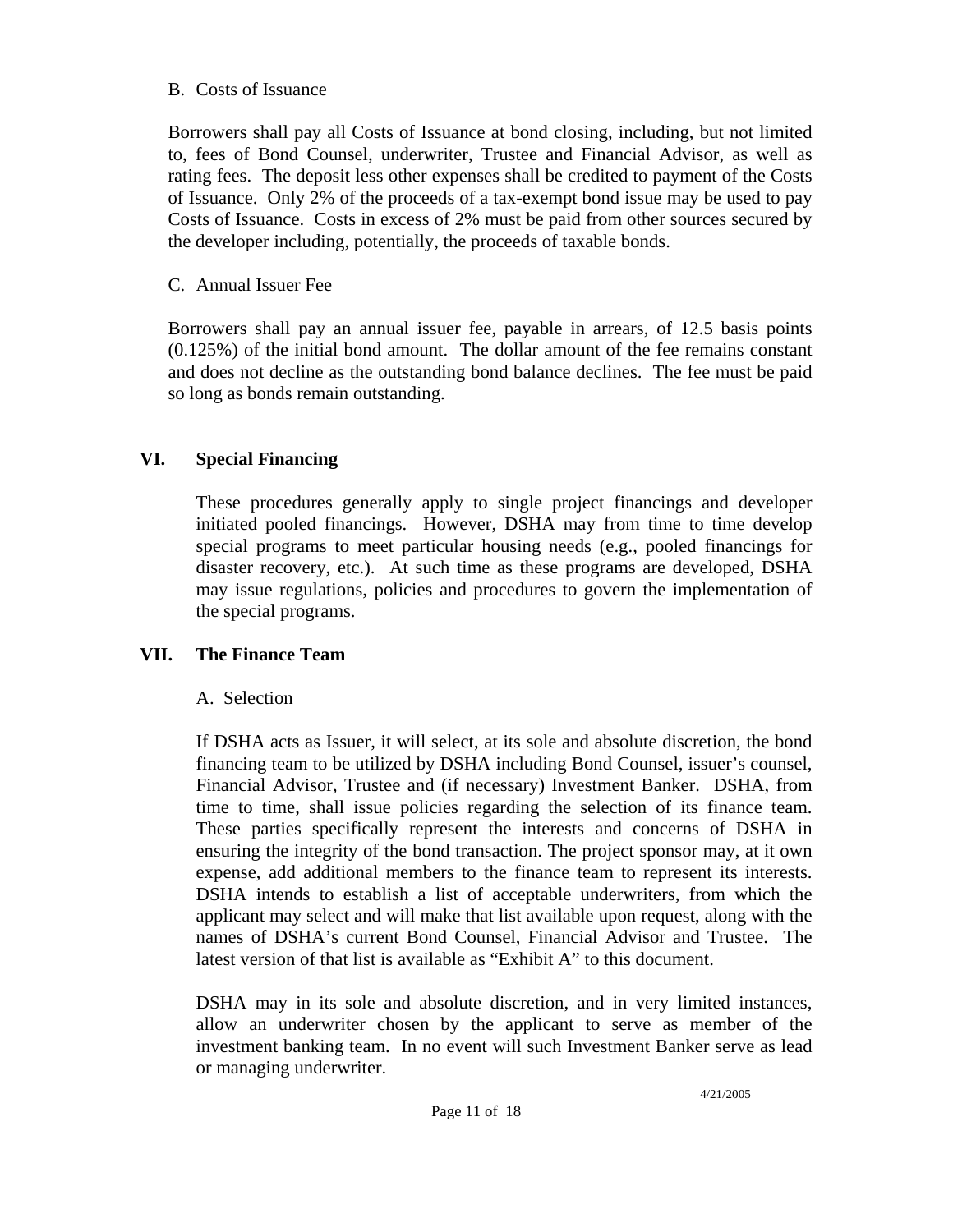B. Costs of Issuance

Borrowers shall pay all Costs of Issuance at bond closing, including, but not limited to, fees of Bond Counsel, underwriter, Trustee and Financial Advisor, as well as rating fees. The deposit less other expenses shall be credited to payment of the Costs of Issuance. Only 2% of the proceeds of a tax-exempt bond issue may be used to pay Costs of Issuance. Costs in excess of 2% must be paid from other sources secured by the developer including, potentially, the proceeds of taxable bonds.

C. Annual Issuer Fee

Borrowers shall pay an annual issuer fee, payable in arrears, of 12.5 basis points (0.125%) of the initial bond amount. The dollar amount of the fee remains constant and does not decline as the outstanding bond balance declines. The fee must be paid so long as bonds remain outstanding.

## VI. Special Financing

These procedures generally apply to single project financings and developer initiated pooled financings. However, DSHA may from time to time develop special programs to meet particular housing needs (e.g., pooled financings for disaster recovery, etc.). At such time as these programs are developed, DSHA may issue regulations, policies and procedures to govern the implementation of the special programs.

## VII. The Finance Team

A. Selection

If DSHA acts as Issuer, it will select, at its sole and absolute discretion, the bond financing team to be utilized by DSHA including Bond Counsel, issuer's counsel, Financial Advisor, Trustee and (if necessary) Investment Banker. DSHA, from time to time, shall issue policies regarding the selection of its finance team. These parties specifically represent the interests and concerns of DSHA in ensuring the integrity of the bond transaction. The project sponsor may, at it own expense, add additional members to the finance team to represent its interests. DSHA intends to establish a list of acceptable underwriters, from which the applicant may select and will make that list available upon request, along with the names of DSHA's current Bond Counsel, Financial Advisor and Trustee. The latest version of that list is available as "Exhibit A" to this document.

DSHA may in its sole and absolute discretion, and in very limited instances, allow an underwriter chosen by the applicant to serve as member of the investment banking team. In no event will such Investment Banker serve as lead or managing underwriter.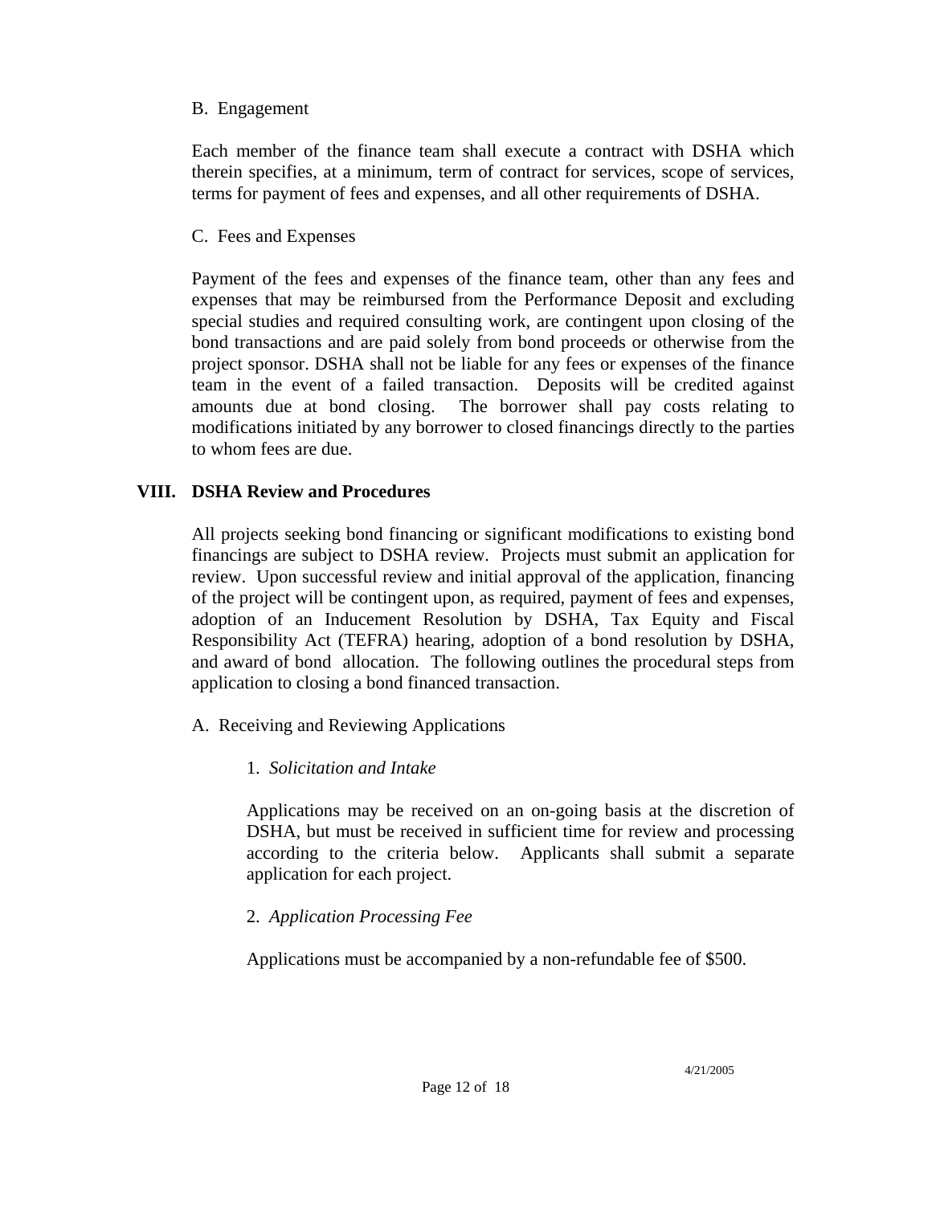B. Engagement

Each member of the finance team shall execute a contract with DSHA which therein specifies, at a minimum, term of contract for services, scope of services, terms for payment of fees and expenses, and all other requirements of DSHA.

C. Fees and Expenses

Payment of the fees and expenses of the finance team, other than any fees and expenses that may be reimbursed from the Performance Deposit and excluding special studies and required consulting work, are contingent upon closing of the bond transactions and are paid solely from bond proceeds or otherwise from the project sponsor. DSHA shall not be liable for any fees or expenses of the finance team in the event of a failed transaction. Deposits will be credited against amounts due at bond closing. The borrower shall pay costs relating to modifications initiated by any borrower to closed financings directly to the parties to whom fees are due.

## VIII. DSHA Review and Procedures

All projects seeking bond financing or significant modifications to existing bond financings are subject to DSHA review. Projects must submit an application for review. Upon successful review and initial approval of the application, financing of the project will be contingent upon, as required, payment of fees and expenses, adoption of an Inducement Resolution by DSHA, Tax Equity and Fiscal Responsibility Act (TEFRA) hearing, adoption of a bond resolution by DSHA, and award of bond allocation. The following outlines the procedural steps from application to closing a bond financed transaction.

A. Receiving and Reviewing Applications

1. *Solicitation and Intake*

Applications may be received on an on-going basis at the discretion of DSHA, but must be received in sufficient time for review and processing according to the criteria below. Applicants shall submit a separate application for each project.

2. *Application Processing Fee*

Applications must be accompanied by a non-refundable fee of $500.

4/21/2005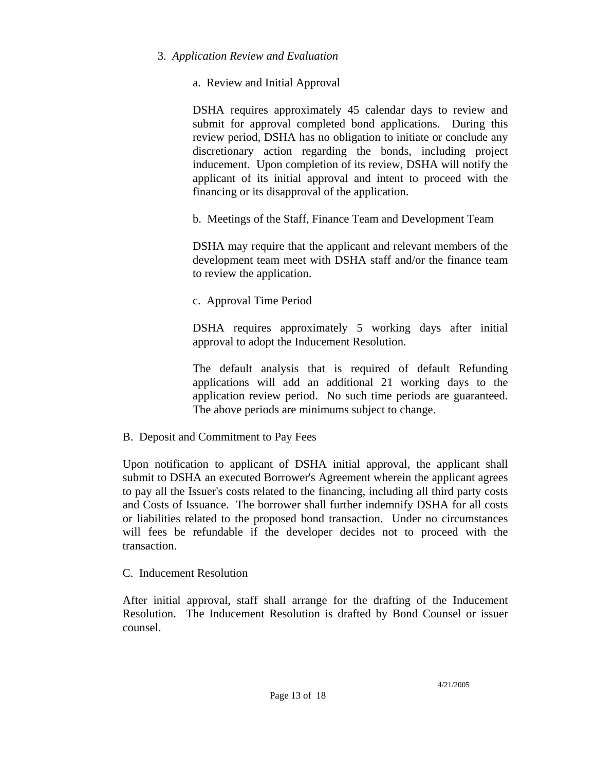3. *Application Review and Evaluation*

a. Review and Initial Approval

DSHA requires approximately 45 calendar days to review and submit for approval completed bond applications. During this review period, DSHA has no obligation to initiate or conclude any discretionary action regarding the bonds, including project inducement. Upon completion of its review, DSHA will notify the applicant of its initial approval and intent to proceed with the financing or its disapproval of the application.

b. Meetings of the Staff, Finance Team and Development Team

DSHA may require that the applicant and relevant members of the development team meet with DSHA staff and/or the finance team to review the application.

c. Approval Time Period

DSHA requires approximately 5 working days after initial approval to adopt the Inducement Resolution.

The default analysis that is required of default Refunding applications will add an additional 21 working days to the application review period. No such time periods are guaranteed. The above periods are minimums subject to change.

B. Deposit and Commitment to Pay Fees

Upon notification to applicant of DSHA initial approval, the applicant shall submit to DSHA an executed Borrower's Agreement wherein the applicant agrees to pay all the Issuer's costs related to the financing, including all third party costs and Costs of Issuance. The borrower shall further indemnify DSHA for all costs or liabilities related to the proposed bond transaction. Under no circumstances will fees be refundable if the developer decides not to proceed with the transaction.

C. Inducement Resolution

After initial approval, staff shall arrange for the drafting of the Inducement Resolution. The Inducement Resolution is drafted by Bond Counsel or issuer counsel.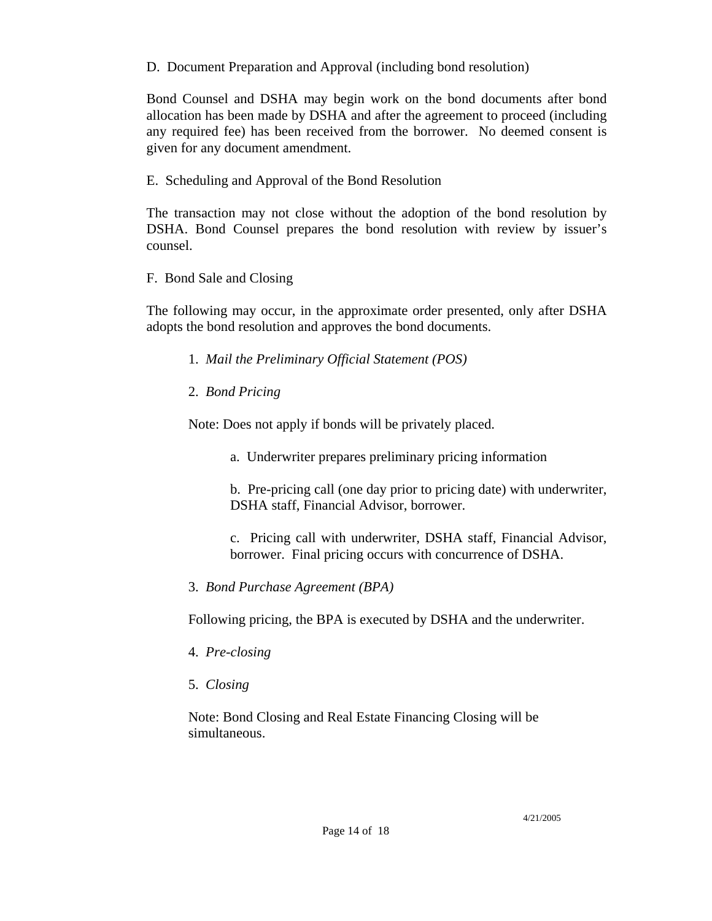D. Document Preparation and Approval (including bond resolution)

Bond Counsel and DSHA may begin work on the bond documents after bond allocation has been made by DSHA and after the agreement to proceed (including any required fee) has been received from the borrower. No deemed consent is given for any document amendment.

E. Scheduling and Approval of the Bond Resolution

The transaction may not close without the adoption of the bond resolution by DSHA. Bond Counsel prepares the bond resolution with review by issuer's counsel.

F. Bond Sale and Closing

The following may occur, in the approximate order presented, only after DSHA adopts the bond resolution and approves the bond documents.

1. *Mail the Preliminary Official Statement (POS)*

2. *Bond Pricing*

Note: Does not apply if bonds will be privately placed.

a. Underwriter prepares preliminary pricing information

b. Pre-pricing call (one day prior to pricing date) with underwriter, DSHA staff, Financial Advisor, borrower.

c. Pricing call with underwriter, DSHA staff, Financial Advisor, borrower. Final pricing occurs with concurrence of DSHA.

3. *Bond Purchase Agreement (BPA)*

Following pricing, the BPA is executed by DSHA and the underwriter.

4. *Pre-closing*

5. *Closing*

Note: Bond Closing and Real Estate Financing Closing will be simultaneous.

4/21/2005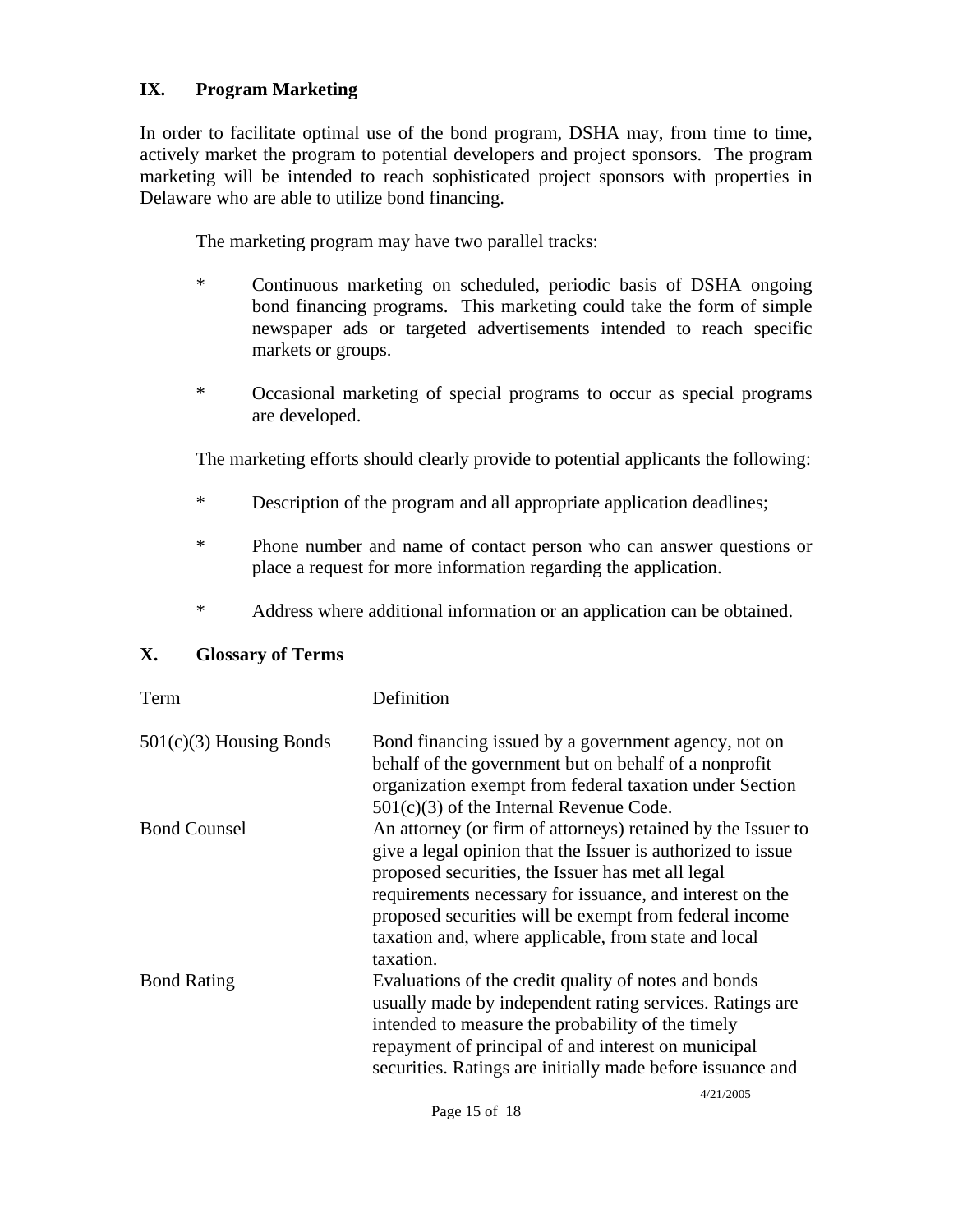## IX. Program Marketing

In order to facilitate optimal use of the bond program, DSHA may, from time to time, actively market the program to potential developers and project sponsors. The program marketing will be intended to reach sophisticated project sponsors with properties in Delaware who are able to utilize bond financing.

The marketing program may have two parallel tracks:

* Continuous marketing on scheduled, periodic basis of DSHA ongoing bond financing programs. This marketing could take the form of simple newspaper ads or targeted advertisements intended to reach specific markets or groups.

* Occasional marketing of special programs to occur as special programs are developed.

The marketing efforts should clearly provide to potential applicants the following:

* Description of the program and all appropriate application deadlines;

* Phone number and name of contact person who can answer questions or place a request for more information regarding the application.

* Address where additional information or an application can be obtained.

## X. Glossary of Terms

| Term | Definition |
|---|---|
| 501(c)(3) Housing Bonds | Bond financing issued by a government agency, not on behalf of the government but on behalf of a nonprofit organization exempt from federal taxation under Section 501(c)(3) of the Internal Revenue Code. |
| Bond Counsel | An attorney (or firm of attorneys) retained by the Issuer to give a legal opinion that the Issuer is authorized to issue proposed securities, the Issuer has met all legal requirements necessary for issuance, and interest on the proposed securities will be exempt from federal income taxation and, where applicable, from state and local taxation. |
| Bond Rating | Evaluations of the credit quality of notes and bonds usually made by independent rating services. Ratings are intended to measure the probability of the timely repayment of principal of and interest on municipal securities. Ratings are initially made before issuance and |

4/21/2005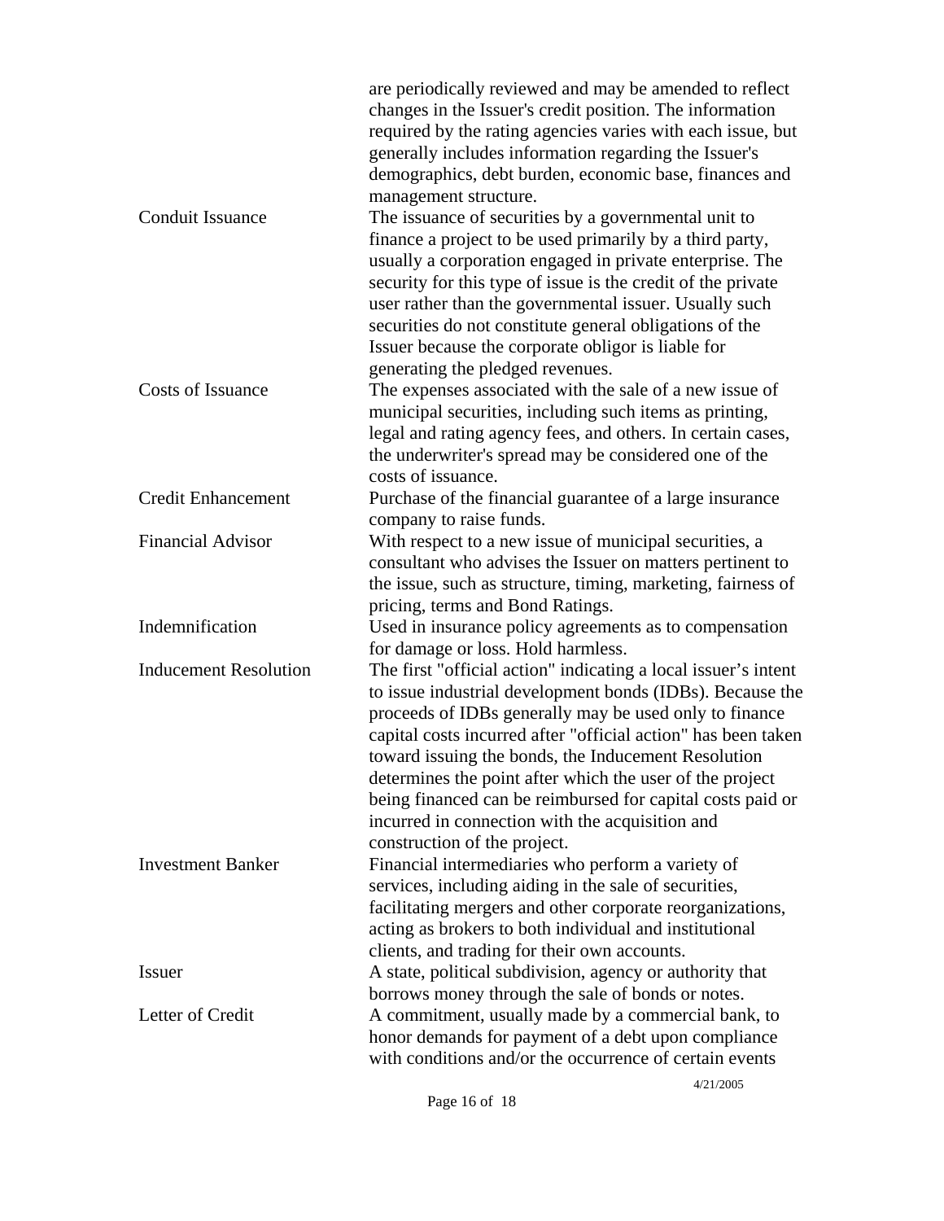| | |
|---|---|
| | are periodically reviewed and may be amended to reflect changes in the Issuer's credit position. The information required by the rating agencies varies with each issue, but generally includes information regarding the Issuer's demographics, debt burden, economic base, finances and management structure. |
| Conduit Issuance | The issuance of securities by a governmental unit to finance a project to be used primarily by a third party, usually a corporation engaged in private enterprise. The security for this type of issue is the credit of the private user rather than the governmental issuer. Usually such securities do not constitute general obligations of the Issuer because the corporate obligor is liable for generating the pledged revenues. |
| Costs of Issuance | The expenses associated with the sale of a new issue of municipal securities, including such items as printing, legal and rating agency fees, and others. In certain cases, the underwriter's spread may be considered one of the costs of issuance. |
| Credit Enhancement | Purchase of the financial guarantee of a large insurance company to raise funds. |
| Financial Advisor | With respect to a new issue of municipal securities, a consultant who advises the Issuer on matters pertinent to the issue, such as structure, timing, marketing, fairness of pricing, terms and Bond Ratings. |
| Indemnification | Used in insurance policy agreements as to compensation for damage or loss. Hold harmless. |
| Inducement Resolution | The first "official action" indicating a local issuer's intent to issue industrial development bonds (IDBs). Because the proceeds of IDBs generally may be used only to finance capital costs incurred after "official action" has been taken toward issuing the bonds, the Inducement Resolution determines the point after which the user of the project being financed can be reimbursed for capital costs paid or incurred in connection with the acquisition and construction of the project. |
| Investment Banker | Financial intermediaries who perform a variety of services, including aiding in the sale of securities, facilitating mergers and other corporate reorganizations, acting as brokers to both individual and institutional clients, and trading for their own accounts. |
| Issuer | A state, political subdivision, agency or authority that borrows money through the sale of bonds or notes. |
| Letter of Credit | A commitment, usually made by a commercial bank, to honor demands for payment of a debt upon compliance with conditions and/or the occurrence of certain events |

4/21/2005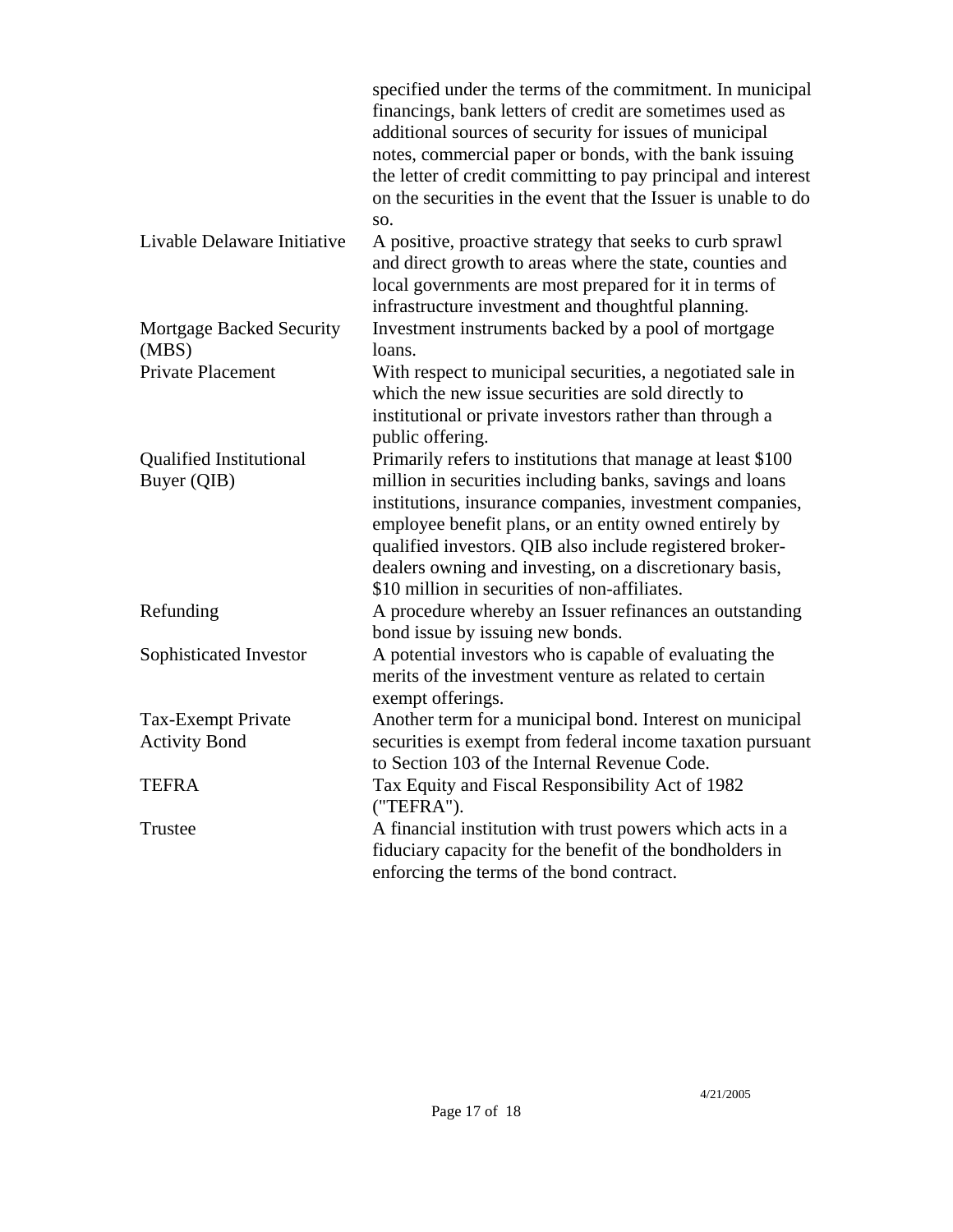| | |
|---|---|
| | specified under the terms of the commitment. In municipal financings, bank letters of credit are sometimes used as additional sources of security for issues of municipal notes, commercial paper or bonds, with the bank issuing the letter of credit committing to pay principal and interest on the securities in the event that the Issuer is unable to do so. |
| Livable Delaware Initiative | A positive, proactive strategy that seeks to curb sprawl and direct growth to areas where the state, counties and local governments are most prepared for it in terms of infrastructure investment and thoughtful planning. |
| Mortgage Backed Security (MBS) | Investment instruments backed by a pool of mortgage loans. |
| Private Placement | With respect to municipal securities, a negotiated sale in which the new issue securities are sold directly to institutional or private investors rather than through a public offering. |
| Qualified Institutional Buyer (QIB) | Primarily refers to institutions that manage at least $100 million in securities including banks, savings and loans institutions, insurance companies, investment companies, employee benefit plans, or an entity owned entirely by qualified investors. QIB also include registered broker-dealers owning and investing, on a discretionary basis, $10 million in securities of non-affiliates. |
| Refunding | A procedure whereby an Issuer refinances an outstanding bond issue by issuing new bonds. |
| Sophisticated Investor | A potential investors who is capable of evaluating the merits of the investment venture as related to certain exempt offerings. |
| Tax-Exempt Private Activity Bond | Another term for a municipal bond. Interest on municipal securities is exempt from federal income taxation pursuant to Section 103 of the Internal Revenue Code. |
| TEFRA | Tax Equity and Fiscal Responsibility Act of 1982 ("TEFRA"). |
| Trustee | A financial institution with trust powers which acts in a fiduciary capacity for the benefit of the bondholders in enforcing the terms of the bond contract. |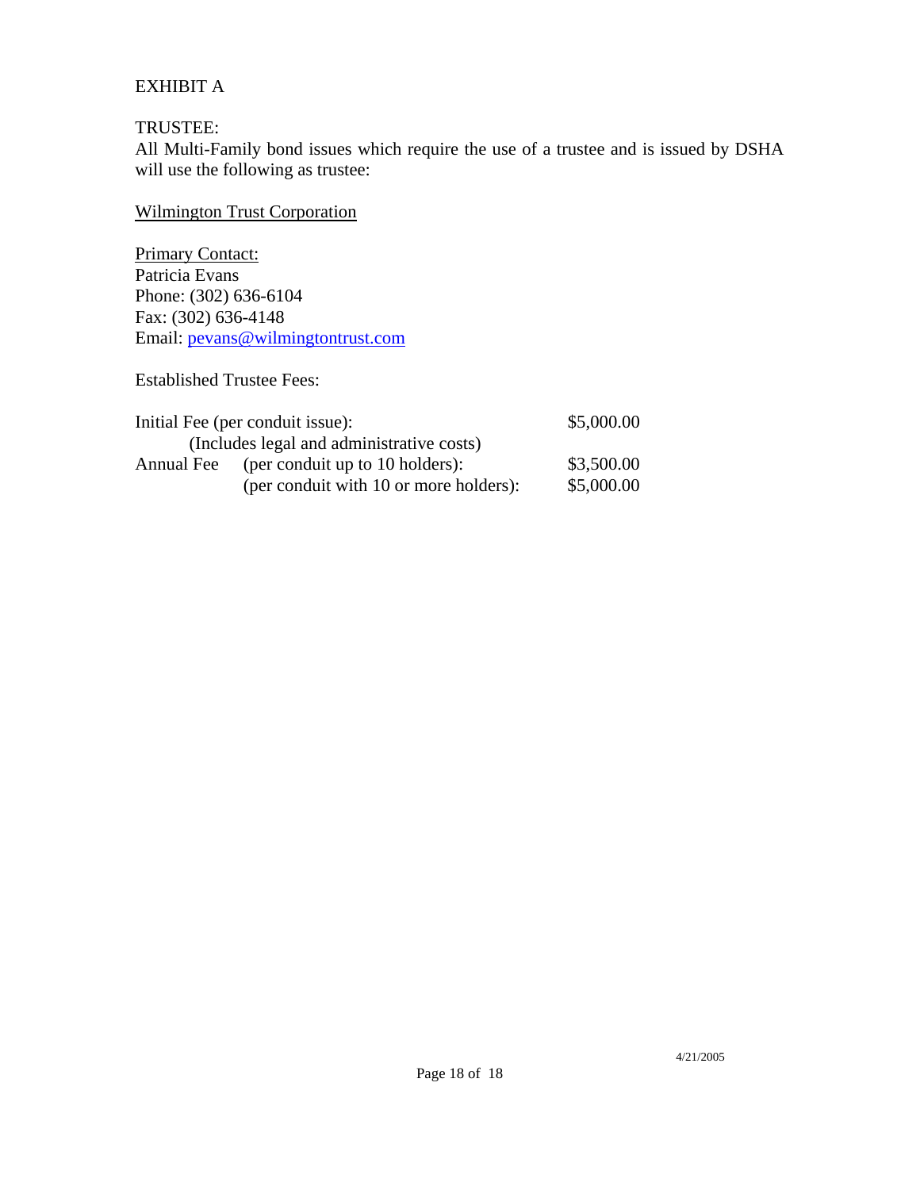EXHIBIT A

TRUSTEE:
All Multi-Family bond issues which require the use of a trustee and is issued by DSHA will use the following as trustee:

<u>Wilmington Trust Corporation</u>

<u>Primary Contact:</u>
Patricia Evans
Phone: (302) 636-6104
Fax: (302) 636-4148
Email: pevans@wilmingtontrust.com

Established Trustee Fees:

| | | |
|---|---|---|
| Initial Fee (per conduit issue): | | $5,000.00 |
| | (Includes legal and administrative costs) | |
| Annual Fee | (per conduit up to 10 holders): | $3,500.00 |
| | (per conduit with 10 or more holders): | $5,000.00 |

4/21/2005